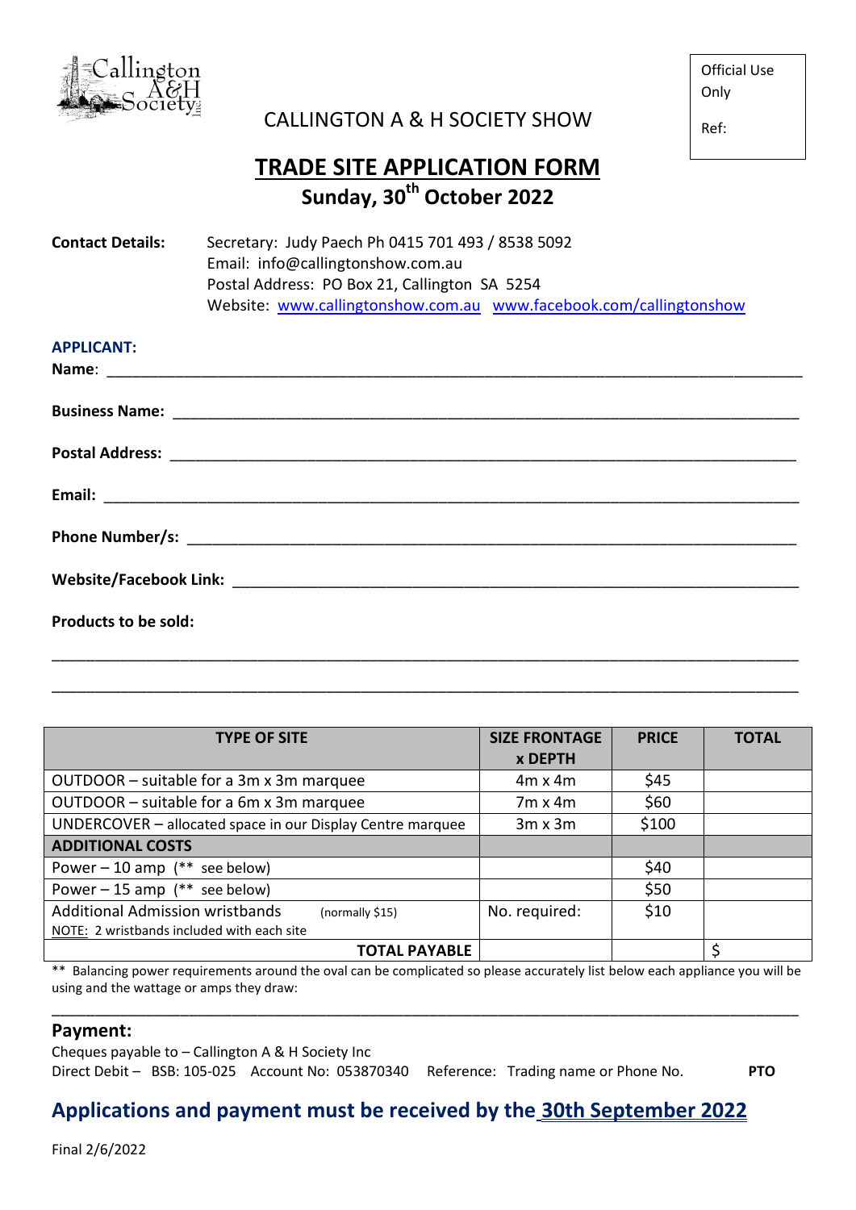Official Use Only

Ref:

# CALLINGTON A & H SOCIETY SHOW

## TRADE SITE APPLICATION FORM

**Sunday, 30th October 2022**

**Contact Details:** Secretary: Judy Paech Ph 0415 701 493 / 8538 5092
Email: info@callingtonshow.com.au
Postal Address: PO Box 21, Callington SA 5254
Website: www.callingtonshow.com.au www.facebook.com/callingtonshow

**APPLICANT:**

**Name**: ______________________________________________

**Business Name:** ______________________________________________

**Postal Address:** ______________________________________________

**Email:** ______________________________________________

**Phone Number/s:** ______________________________________________

**Website/Facebook Link:** ______________________________________________

**Products to be sold:**

______________________________________________

______________________________________________

| TYPE OF SITE | SIZE FRONTAGE x DEPTH | PRICE | TOTAL |
|---|---|---|---|
| OUTDOOR – suitable for a 3m x 3m marquee | 4m x 4m | $45 | |
| OUTDOOR – suitable for a 6m x 3m marquee | 7m x 4m | $60 | |
| UNDERCOVER – allocated space in our Display Centre marquee | 3m x 3m | $100 | |
| **ADDITIONAL COSTS** | | | |
| Power – 10 amp (** see below) | | $40 | |
| Power – 15 amp (** see below) | | $50 | |
| Additional Admission wristbands (normally $15) NOTE: 2 wristbands included with each site | No. required: | $10 | |
| **TOTAL PAYABLE** | | | $ |

** Balancing power requirements around the oval can be complicated so please accurately list below each appliance you will be using and the wattage or amps they draw:

______________________________________________

## Payment:

Cheques payable to – Callington A & H Society Inc
Direct Debit – BSB: 105-025 Account No: 053870340 Reference: Trading name or Phone No. **PTO**

## Applications and payment must be received by the 30th September 2022

Final 2/6/2022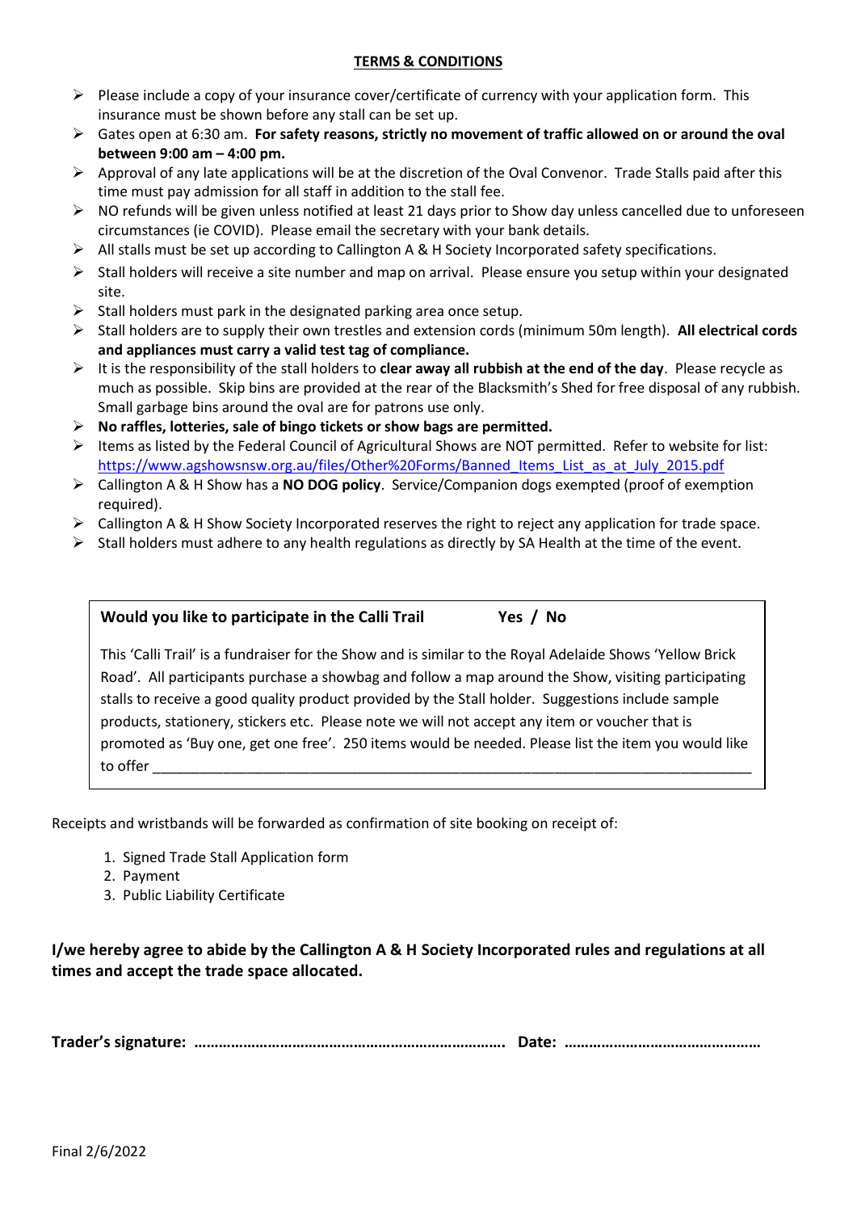## TERMS & CONDITIONS

- Please include a copy of your insurance cover/certificate of currency with your application form. This insurance must be shown before any stall can be set up.
- Gates open at 6:30 am. **For safety reasons, strictly no movement of traffic allowed on or around the oval between 9:00 am – 4:00 pm.**
- Approval of any late applications will be at the discretion of the Oval Convenor. Trade Stalls paid after this time must pay admission for all staff in addition to the stall fee.
- NO refunds will be given unless notified at least 21 days prior to Show day unless cancelled due to unforeseen circumstances (ie COVID). Please email the secretary with your bank details.
- All stalls must be set up according to Callington A & H Society Incorporated safety specifications.
- Stall holders will receive a site number and map on arrival. Please ensure you setup within your designated site.
- Stall holders must park in the designated parking area once setup.
- Stall holders are to supply their own trestles and extension cords (minimum 50m length). **All electrical cords and appliances must carry a valid test tag of compliance.**
- It is the responsibility of the stall holders to **clear away all rubbish at the end of the day**. Please recycle as much as possible. Skip bins are provided at the rear of the Blacksmith's Shed for free disposal of any rubbish. Small garbage bins around the oval are for patrons use only.
- **No raffles, lotteries, sale of bingo tickets or show bags are permitted.**
- Items as listed by the Federal Council of Agricultural Shows are NOT permitted. Refer to website for list: https://www.agshowsnsw.org.au/files/Other%20Forms/Banned_Items_List_as_at_July_2015.pdf
- Callington A & H Show has a **NO DOG policy**. Service/Companion dogs exempted (proof of exemption required).
- Callington A & H Show Society Incorporated reserves the right to reject any application for trade space.
- Stall holders must adhere to any health regulations as directly by SA Health at the time of the event.

**Would you like to participate in the Calli Trail Yes / No**

This 'Calli Trail' is a fundraiser for the Show and is similar to the Royal Adelaide Shows 'Yellow Brick Road'. All participants purchase a showbag and follow a map around the Show, visiting participating stalls to receive a good quality product provided by the Stall holder. Suggestions include sample products, stationery, stickers etc. Please note we will not accept any item or voucher that is promoted as 'Buy one, get one free'. 250 items would be needed. Please list the item you would like to offer ______________________________________________________________

Receipts and wristbands will be forwarded as confirmation of site booking on receipt of:

1. Signed Trade Stall Application form
2. Payment
3. Public Liability Certificate

**I/we hereby agree to abide by the Callington A & H Society Incorporated rules and regulations at all times and accept the trade space allocated.**

**Trader's signature: ………………………………………………………………. Date: ………………………………………**

Final 2/6/2022